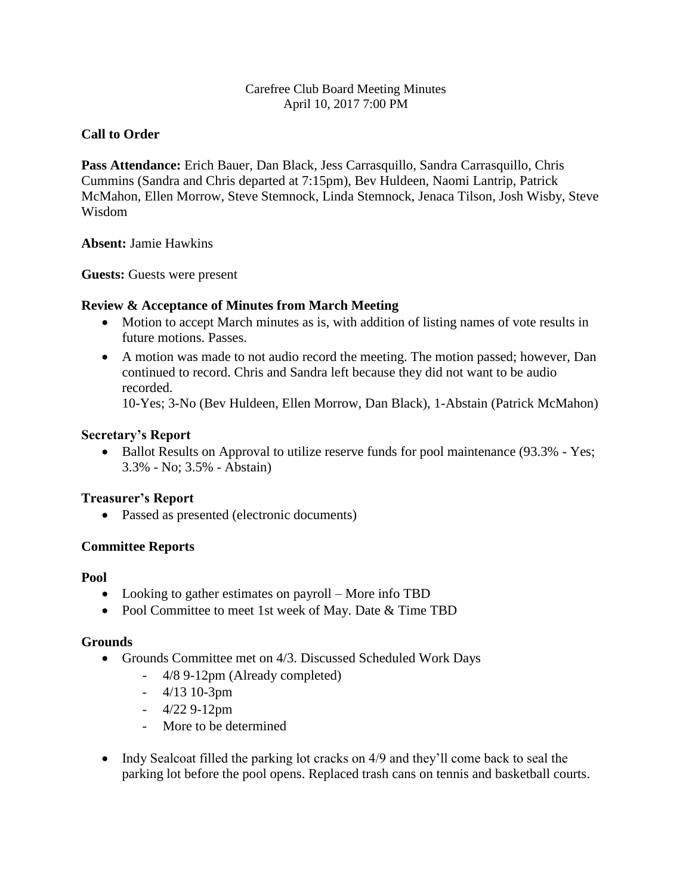Carefree Club Board Meeting Minutes
April 10, 2017 7:00 PM

**Call to Order**

**Pass Attendance:** Erich Bauer, Dan Black, Jess Carrasquillo, Sandra Carrasquillo, Chris Cummins (Sandra and Chris departed at 7:15pm), Bev Huldeen, Naomi Lantrip, Patrick McMahon, Ellen Morrow, Steve Stemnock, Linda Stemnock, Jenaca Tilson, Josh Wisby, Steve Wisdom

**Absent:** Jamie Hawkins

**Guests:** Guests were present

**Review & Acceptance of Minutes from March Meeting**

- Motion to accept March minutes as is, with addition of listing names of vote results in future motions. Passes.
- A motion was made to not audio record the meeting. The motion passed; however, Dan continued to record. Chris and Sandra left because they did not want to be audio recorded.
  10-Yes; 3-No (Bev Huldeen, Ellen Morrow, Dan Black), 1-Abstain (Patrick McMahon)

**Secretary's Report**

- Ballot Results on Approval to utilize reserve funds for pool maintenance (93.3% - Yes; 3.3% - No; 3.5% - Abstain)

**Treasurer's Report**

- Passed as presented (electronic documents)

**Committee Reports**

**Pool**

- Looking to gather estimates on payroll – More info TBD
- Pool Committee to meet 1st week of May. Date & Time TBD

**Grounds**

- Grounds Committee met on 4/3. Discussed Scheduled Work Days
  - 4/8 9-12pm (Already completed)
  - 4/13 10-3pm
  - 4/22 9-12pm
  - More to be determined

- Indy Sealcoat filled the parking lot cracks on 4/9 and they'll come back to seal the parking lot before the pool opens. Replaced trash cans on tennis and basketball courts.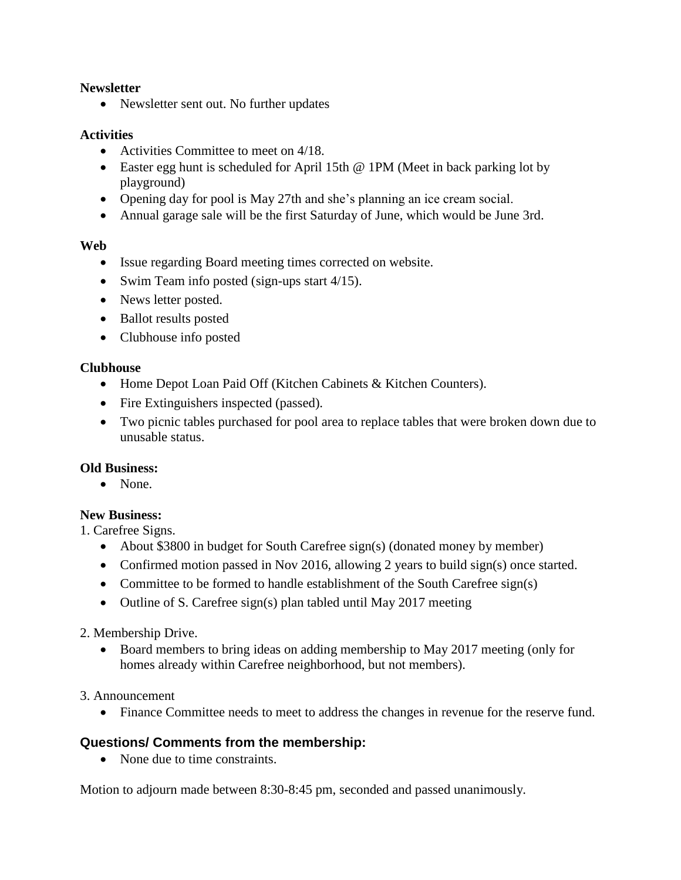**Newsletter**

- Newsletter sent out. No further updates

**Activities**

- Activities Committee to meet on 4/18.
- Easter egg hunt is scheduled for April 15th @ 1PM (Meet in back parking lot by playground)
- Opening day for pool is May 27th and she's planning an ice cream social.
- Annual garage sale will be the first Saturday of June, which would be June 3rd.

**Web**

- Issue regarding Board meeting times corrected on website.
- Swim Team info posted (sign-ups start 4/15).
- News letter posted.
- Ballot results posted
- Clubhouse info posted

**Clubhouse**

- Home Depot Loan Paid Off (Kitchen Cabinets & Kitchen Counters).
- Fire Extinguishers inspected (passed).
- Two picnic tables purchased for pool area to replace tables that were broken down due to unusable status.

**Old Business:**

- None.

**New Business:**

1. Carefree Signs.

- About $3800 in budget for South Carefree sign(s) (donated money by member)
- Confirmed motion passed in Nov 2016, allowing 2 years to build sign(s) once started.
- Committee to be formed to handle establishment of the South Carefree sign(s)
- Outline of S. Carefree sign(s) plan tabled until May 2017 meeting

2. Membership Drive.

- Board members to bring ideas on adding membership to May 2017 meeting (only for homes already within Carefree neighborhood, but not members).

3. Announcement

- Finance Committee needs to meet to address the changes in revenue for the reserve fund.

## Questions/ Comments from the membership:

- None due to time constraints.

Motion to adjourn made between 8:30-8:45 pm, seconded and passed unanimously.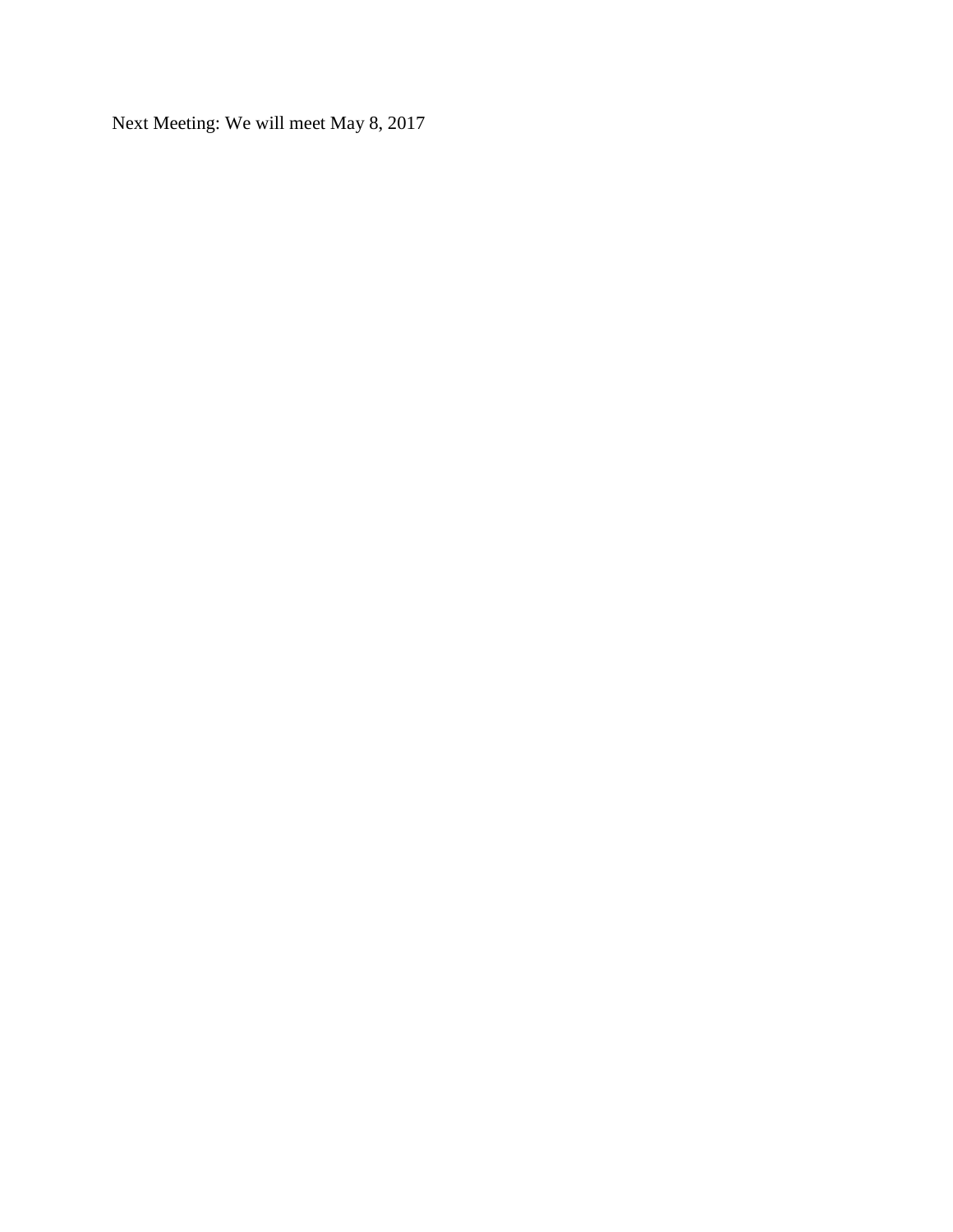Next Meeting: We will meet May 8, 2017